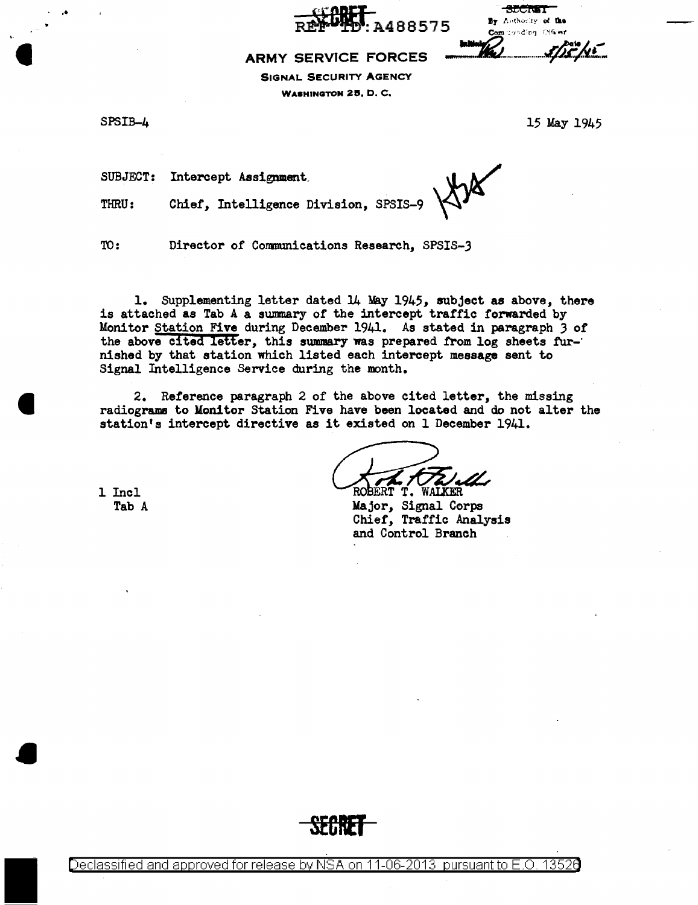SECRET

REF ID:A488575

SECRET
By Authority of the Commanding Officer
Initials ______ Date 5/15/45

**ARMY SERVICE FORCES**

**SIGNAL SECURITY AGENCY**

**WASHINGTON 25, D. C.**

SPSIB-4

15 May 1945

SUBJECT: Intercept Assignment.

THRU: Chief, Intelligence Division, SPSIS-9

TO: Director of Communications Research, SPSIS-3

1. Supplementing letter dated 14 May 1945, subject as above, there is attached as Tab A a summary of the intercept traffic forwarded by Monitor Station Five during December 1941. As stated in paragraph 3 of the above cited letter, this summary was prepared from log sheets furnished by that station which listed each intercept message sent to Signal Intelligence Service during the month.

2. Reference paragraph 2 of the above cited letter, the missing radiograms to Monitor Station Five have been located and do not alter the station's intercept directive as it existed on 1 December 1941.

ROBERT T. WALKER
Major, Signal Corps
Chief, Traffic Analysis and Control Branch

1 Incl
Tab A

SECRET

Declassified and approved for release by NSA on 11-06-2013 pursuant to E.O. 13526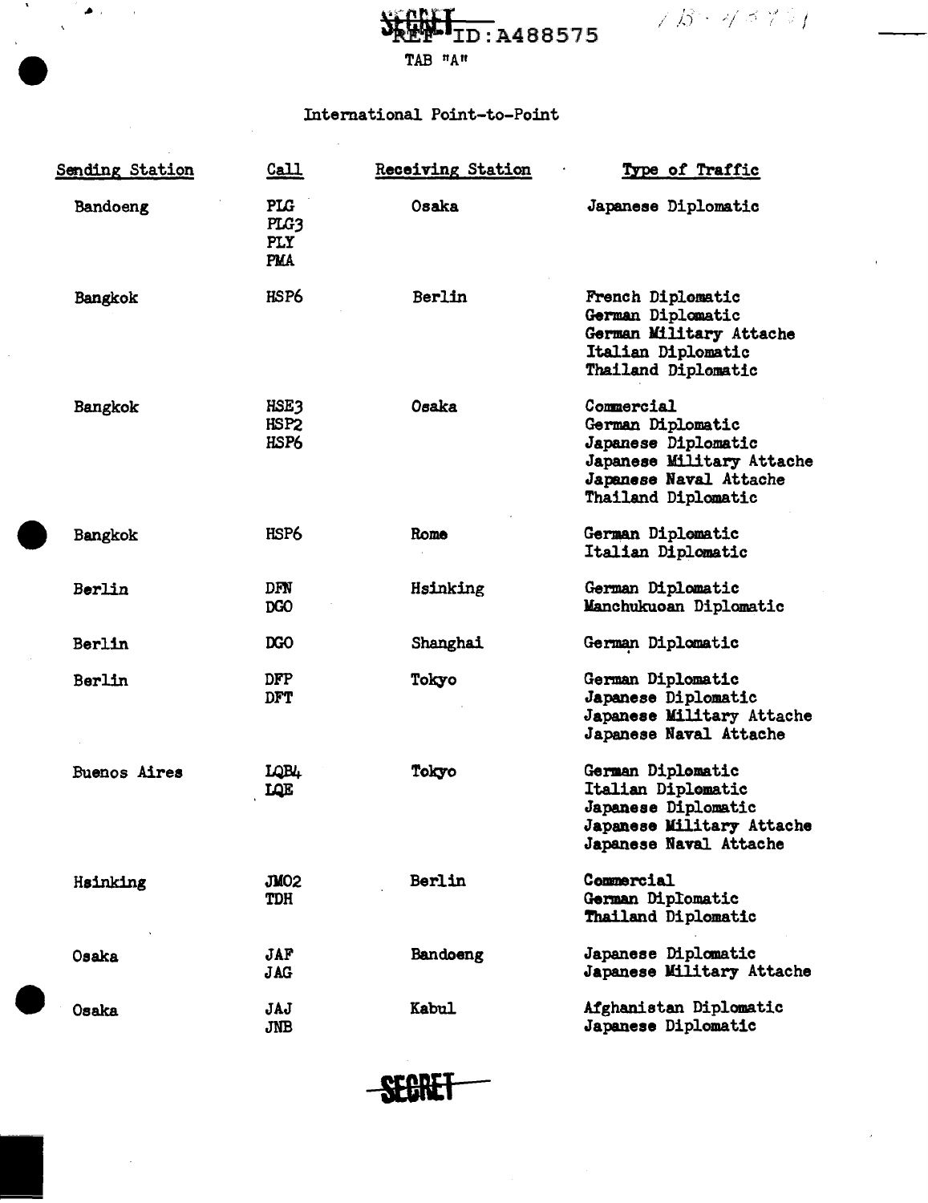REF ID:A488575

TAB "A"

International Point-to-Point

| Sending Station | Call | Receiving Station | Type of Traffic |
|---|---|---|---|
| Bandoeng | PLG<br>PLG3<br>PLY<br>PMA | Osaka | Japanese Diplomatic |
| Bangkok | HSP6 | Berlin | French Diplomatic<br>German Diplomatic<br>German Military Attache<br>Italian Diplomatic<br>Thailand Diplomatic |
| Bangkok | HSE3<br>HSP2<br>HSP6 | Osaka | Commercial<br>German Diplomatic<br>Japanese Diplomatic<br>Japanese Military Attache<br>Japanese Naval Attache<br>Thailand Diplomatic |
| Bangkok | HSP6 | Rome | German Diplomatic<br>Italian Diplomatic |
| Berlin | DFN<br>DGO | Hsinking | German Diplomatic<br>Manchukuoan Diplomatic |
| Berlin | DGO | Shanghai | German Diplomatic |
| Berlin | DFP<br>DFT | Tokyo | German Diplomatic<br>Japanese Diplomatic<br>Japanese Military Attache<br>Japanese Naval Attache |
| Buenos Aires | LQB4<br>LQE | Tokyo | German Diplomatic<br>Italian Diplomatic<br>Japanese Diplomatic<br>Japanese Military Attache<br>Japanese Naval Attache |
| Hsinking | JMO2<br>TDH | Berlin | Commercial<br>German Diplomatic<br>Thailand Diplomatic |
| Osaka | JAF<br>JAG | Bandoeng | Japanese Diplomatic<br>Japanese Military Attache |
| Osaka | JAJ<br>JNB | Kabul | Afghanistan Diplomatic<br>Japanese Diplomatic |

SECRET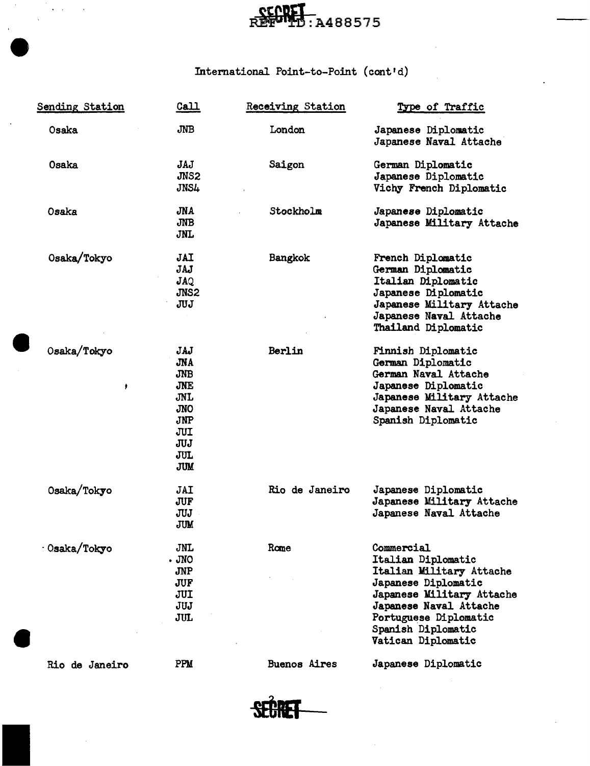SECRET

International Point-to-Point (cont'd)

| Sending Station | Call | Receiving Station | Type of Traffic |
|---|---|---|---|
| Osaka | JNB | London | Japanese Diplomatic<br>Japanese Naval Attache |
| Osaka | JAJ<br>JNS2<br>JNS4 | Saigon | German Diplomatic<br>Japanese Diplomatic<br>Vichy French Diplomatic |
| Osaka | JNA<br>JNB<br>JNL | Stockholm | Japanese Diplomatic<br>Japanese Military Attache |
| Osaka/Tokyo | JAI<br>JAJ<br>JAQ<br>JNS2<br>JUJ | Bangkok | French Diplomatic<br>German Diplomatic<br>Italian Diplomatic<br>Japanese Diplomatic<br>Japanese Military Attache<br>Japanese Naval Attache<br>Thailand Diplomatic |
| Osaka/Tokyo | JAJ<br>JNA<br>JNB<br>JNE<br>JNL<br>JNO<br>JNP<br>JUI<br>JUJ<br>JUL<br>JUM | Berlin | Finnish Diplomatic<br>German Diplomatic<br>German Naval Attache<br>Japanese Diplomatic<br>Japanese Military Attache<br>Japanese Naval Attache<br>Spanish Diplomatic |
| Osaka/Tokyo | JAI<br>JUF<br>JUJ<br>JUM | Rio de Janeiro | Japanese Diplomatic<br>Japanese Military Attache<br>Japanese Naval Attache |
| Osaka/Tokyo | JNL<br>JNO<br>JNP<br>JUF<br>JUI<br>JUJ<br>JUL | Rome | Commercial<br>Italian Diplomatic<br>Italian Military Attache<br>Japanese Diplomatic<br>Japanese Military Attache<br>Japanese Naval Attache<br>Portuguese Diplomatic<br>Spanish Diplomatic<br>Vatican Diplomatic |
| Rio de Janeiro | PPM | Buenos Aires | Japanese Diplomatic |

SECRET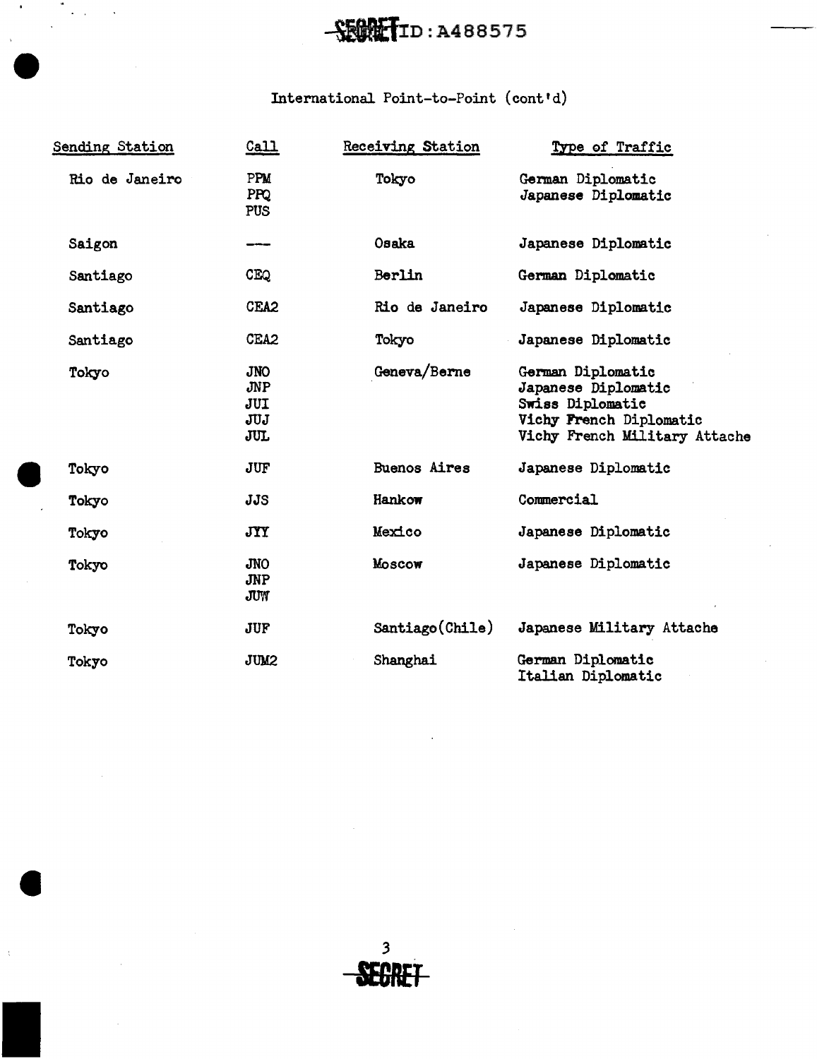International Point-to-Point (cont'd)

| Sending Station | Call | Receiving Station | Type of Traffic |
|---|---|---|---|
| Rio de Janeiro | PPM<br>PPQ<br>PUS | Tokyo | German Diplomatic<br>Japanese Diplomatic |
| Saigon | --- | Osaka | Japanese Diplomatic |
| Santiago | CEQ | Berlin | German Diplomatic |
| Santiago | CEA2 | Rio de Janeiro | Japanese Diplomatic |
| Santiago | CEA2 | Tokyo | Japanese Diplomatic |
| Tokyo | JNO<br>JNP<br>JUI<br>JUJ<br>JUL | Geneva/Berne | German Diplomatic<br>Japanese Diplomatic<br>Swiss Diplomatic<br>Vichy French Diplomatic<br>Vichy French Military Attache |
| Tokyo | JUF | Buenos Aires | Japanese Diplomatic |
| Tokyo | JJS | Hankow | Commercial |
| Tokyo | JYY | Mexico | Japanese Diplomatic |
| Tokyo | JNO<br>JNP<br>JUW | Moscow | Japanese Diplomatic |
| Tokyo | JUF | Santiago(Chile) | Japanese Military Attache |
| Tokyo | JUM2 | Shanghai | German Diplomatic<br>Italian Diplomatic |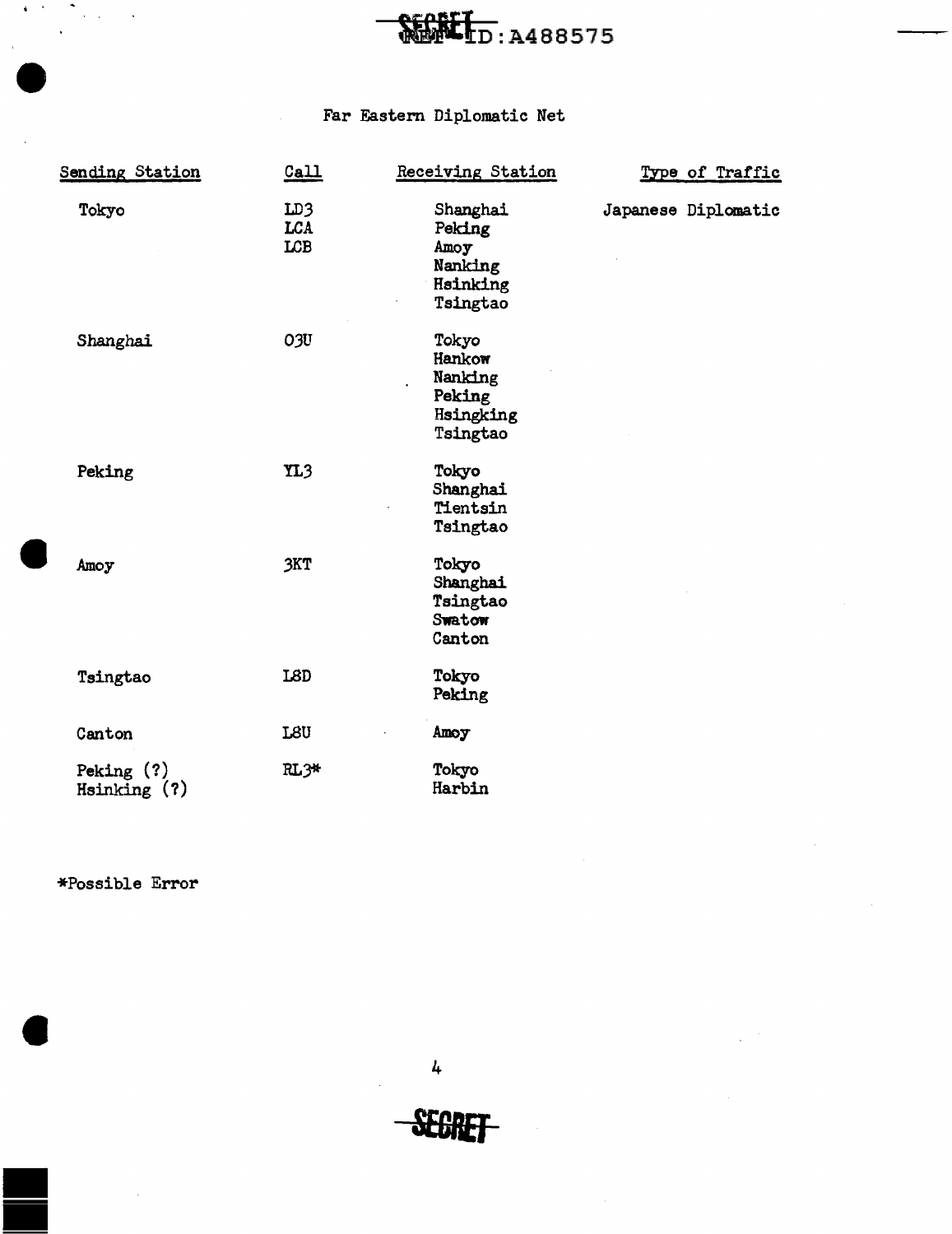Far Eastern Diplomatic Net

| Sending Station | Call | Receiving Station | Type of Traffic |
|---|---|---|---|
| Tokyo | LD3<br>LCA<br>LCB | Shanghai<br>Peking<br>Amoy<br>Nanking<br>Hsinking<br>Tsingtao | Japanese Diplomatic |
| Shanghai | O3U | Tokyo<br>Hankow<br>Nanking<br>Peking<br>Hsingking<br>Tsingtao | |
| Peking | YL3 | Tokyo<br>Shanghai<br>Tientsin<br>Tsingtao | |
| Amoy | 3KT | Tokyo<br>Shanghai<br>Tsingtao<br>Swatow<br>Canton | |
| Tsingtao | L8D | Tokyo<br>Peking | |
| Canton | L8U | Amoy | |
| Peking (?)<br>Hsinking (?) | RL3* | Tokyo<br>Harbin | |

*Possible Error